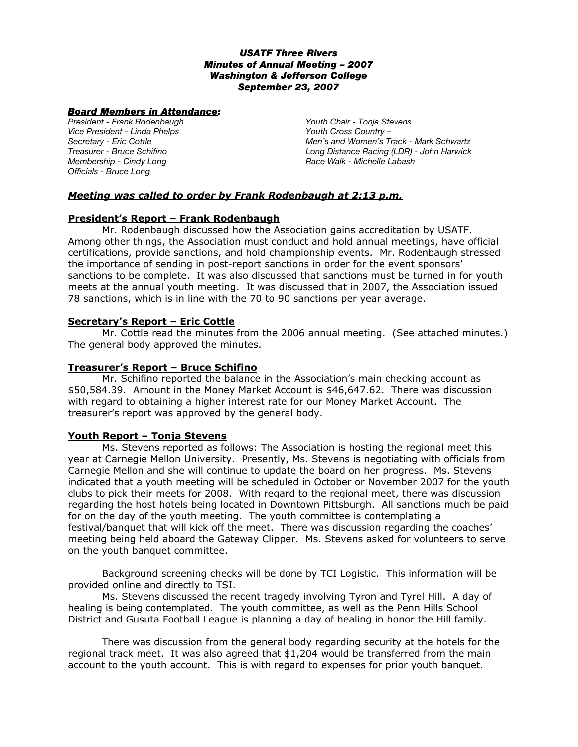***USATF Three Rivers***
***Minutes of Annual Meeting – 2007***
***Washington & Jefferson College***
***September 23, 2007***

***Board Members in Attendance:***

*President - Frank Rodenbaugh*
*Vice President - Linda Phelps*
*Secretary - Eric Cottle*
*Treasurer - Bruce Schifino*
*Membership - Cindy Long*
*Officials - Bruce Long*
*Youth Chair - Tonja Stevens*
*Youth Cross Country –*
*Men's and Women's Track - Mark Schwartz*
*Long Distance Racing (LDR) - John Harwick*
*Race Walk - Michelle Labash*

***Meeting was called to order by Frank Rodenbaugh at 2:13 p.m.***

**President's Report – Frank Rodenbaugh**

Mr. Rodenbaugh discussed how the Association gains accreditation by USATF. Among other things, the Association must conduct and hold annual meetings, have official certifications, provide sanctions, and hold championship events. Mr. Rodenbaugh stressed the importance of sending in post-report sanctions in order for the event sponsors' sanctions to be complete. It was also discussed that sanctions must be turned in for youth meets at the annual youth meeting. It was discussed that in 2007, the Association issued 78 sanctions, which is in line with the 70 to 90 sanctions per year average.

**Secretary's Report – Eric Cottle**

Mr. Cottle read the minutes from the 2006 annual meeting. (See attached minutes.) The general body approved the minutes.

**Treasurer's Report – Bruce Schifino**

Mr. Schifino reported the balance in the Association's main checking account as $50,584.39. Amount in the Money Market Account is $46,647.62. There was discussion with regard to obtaining a higher interest rate for our Money Market Account. The treasurer's report was approved by the general body.

**Youth Report – Tonja Stevens**

Ms. Stevens reported as follows: The Association is hosting the regional meet this year at Carnegie Mellon University. Presently, Ms. Stevens is negotiating with officials from Carnegie Mellon and she will continue to update the board on her progress. Ms. Stevens indicated that a youth meeting will be scheduled in October or November 2007 for the youth clubs to pick their meets for 2008. With regard to the regional meet, there was discussion regarding the host hotels being located in Downtown Pittsburgh. All sanctions much be paid for on the day of the youth meeting. The youth committee is contemplating a festival/banquet that will kick off the meet. There was discussion regarding the coaches' meeting being held aboard the Gateway Clipper. Ms. Stevens asked for volunteers to serve on the youth banquet committee.

Background screening checks will be done by TCI Logistic. This information will be provided online and directly to TSI.

Ms. Stevens discussed the recent tragedy involving Tyron and Tyrel Hill. A day of healing is being contemplated. The youth committee, as well as the Penn Hills School District and Gusuta Football League is planning a day of healing in honor the Hill family.

There was discussion from the general body regarding security at the hotels for the regional track meet. It was also agreed that $1,204 would be transferred from the main account to the youth account. This is with regard to expenses for prior youth banquet.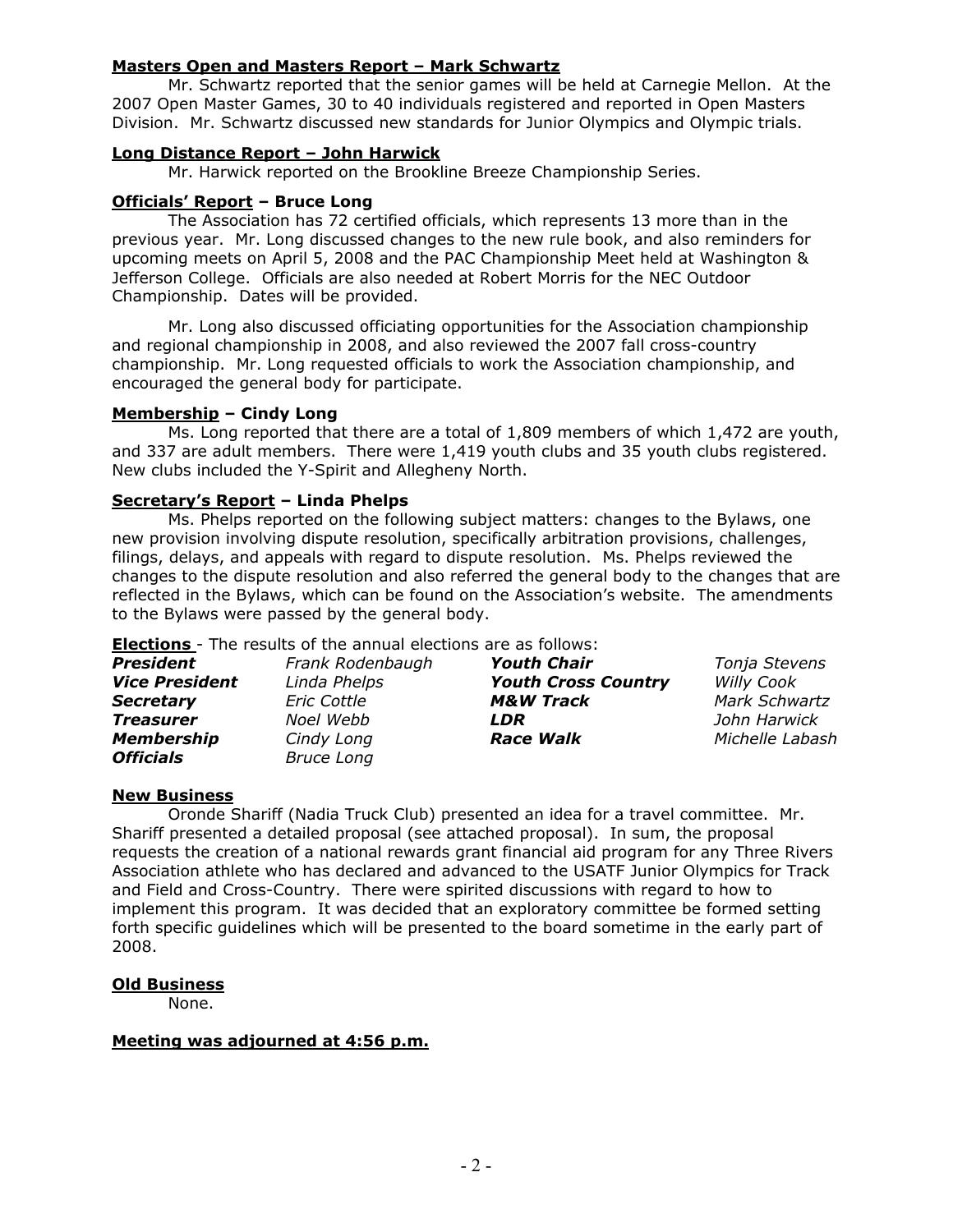**Masters Open and Masters Report – Mark Schwartz**

Mr. Schwartz reported that the senior games will be held at Carnegie Mellon. At the 2007 Open Master Games, 30 to 40 individuals registered and reported in Open Masters Division. Mr. Schwartz discussed new standards for Junior Olympics and Olympic trials.

**Long Distance Report – John Harwick**

Mr. Harwick reported on the Brookline Breeze Championship Series.

**Officials' Report – Bruce Long**

The Association has 72 certified officials, which represents 13 more than in the previous year. Mr. Long discussed changes to the new rule book, and also reminders for upcoming meets on April 5, 2008 and the PAC Championship Meet held at Washington & Jefferson College. Officials are also needed at Robert Morris for the NEC Outdoor Championship. Dates will be provided.

Mr. Long also discussed officiating opportunities for the Association championship and regional championship in 2008, and also reviewed the 2007 fall cross-country championship. Mr. Long requested officials to work the Association championship, and encouraged the general body for participate.

**Membership – Cindy Long**

Ms. Long reported that there are a total of 1,809 members of which 1,472 are youth, and 337 are adult members. There were 1,419 youth clubs and 35 youth clubs registered. New clubs included the Y-Spirit and Allegheny North.

**Secretary's Report – Linda Phelps**

Ms. Phelps reported on the following subject matters: changes to the Bylaws, one new provision involving dispute resolution, specifically arbitration provisions, challenges, filings, delays, and appeals with regard to dispute resolution. Ms. Phelps reviewed the changes to the dispute resolution and also referred the general body to the changes that are reflected in the Bylaws, which can be found on the Association's website. The amendments to the Bylaws were passed by the general body.

**Elections** - The results of the annual elections are as follows:

| | | | |
|---|---|---|---|
| ***President*** | *Frank Rodenbaugh* | ***Youth Chair*** | *Tonja Stevens* |
| ***Vice President*** | *Linda Phelps* | ***Youth Cross Country*** | *Willy Cook* |
| ***Secretary*** | *Eric Cottle* | ***M&W Track*** | *Mark Schwartz* |
| ***Treasurer*** | *Noel Webb* | ***LDR*** | *John Harwick* |
| ***Membership*** | *Cindy Long* | ***Race Walk*** | *Michelle Labash* |
| ***Officials*** | *Bruce Long* | | |

**New Business**

Oronde Shariff (Nadia Truck Club) presented an idea for a travel committee. Mr. Shariff presented a detailed proposal (see attached proposal). In sum, the proposal requests the creation of a national rewards grant financial aid program for any Three Rivers Association athlete who has declared and advanced to the USATF Junior Olympics for Track and Field and Cross-Country. There were spirited discussions with regard to how to implement this program. It was decided that an exploratory committee be formed setting forth specific guidelines which will be presented to the board sometime in the early part of 2008.

**Old Business**

None.

**Meeting was adjourned at 4:56 p.m.**